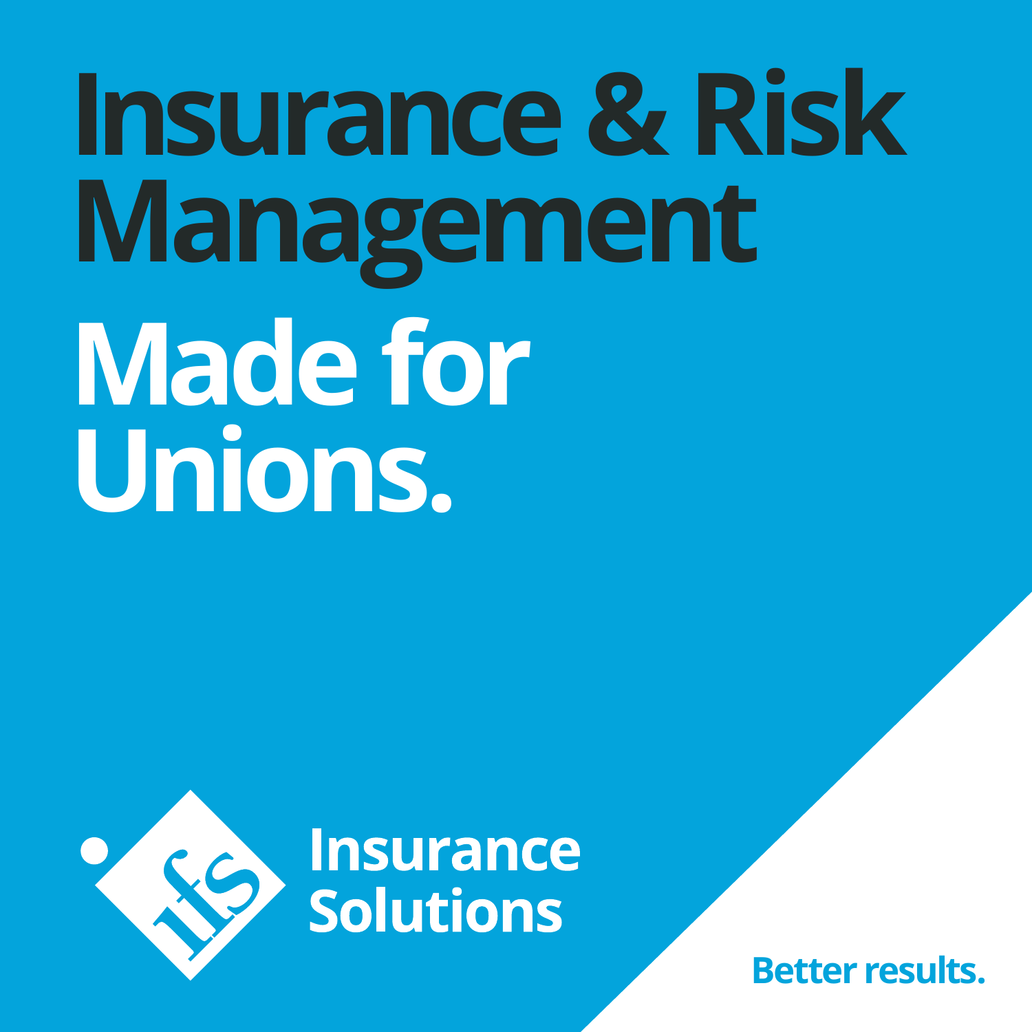# Insurance & Risk Management

# Made for Unions.

Insurance Solutions

Better results.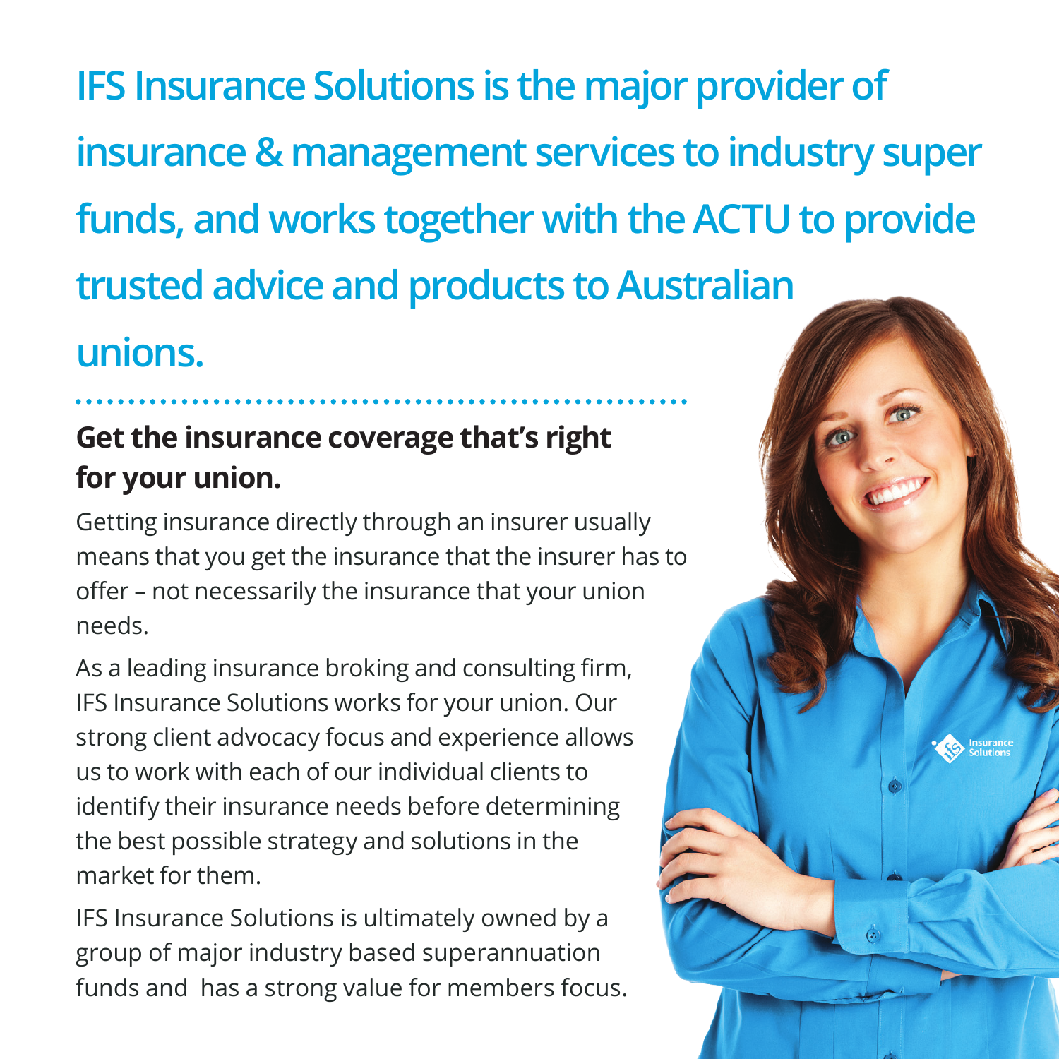# IFS Insurance Solutions is the major provider of insurance & management services to industry super funds, and works together with the ACTU to provide trusted advice and products to Australian unions.

## Get the insurance coverage that's right for your union.

Getting insurance directly through an insurer usually means that you get the insurance that the insurer has to offer – not necessarily the insurance that your union needs.

As a leading insurance broking and consulting firm, IFS Insurance Solutions works for your union. Our strong client advocacy focus and experience allows us to work with each of our individual clients to identify their insurance needs before determining the best possible strategy and solutions in the market for them.

IFS Insurance Solutions is ultimately owned by a group of major industry based superannuation funds and has a strong value for members focus.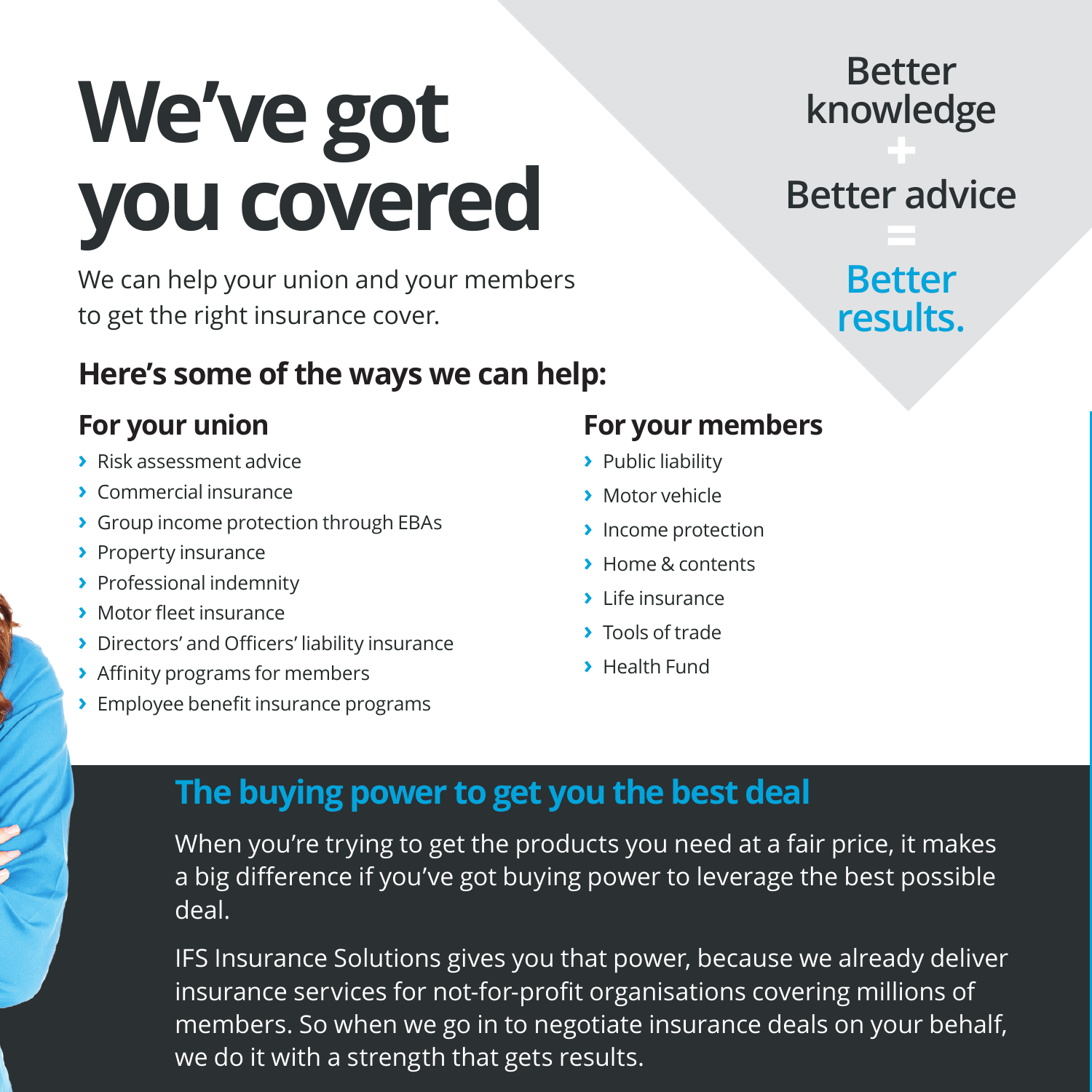# We've got you covered

We can help your union and your members to get the right insurance cover.

Better knowledge
+
Better advice
=
**Better results.**

## Here's some of the ways we can help:

### For your union

- Risk assessment advice
- Commercial insurance
- Group income protection through EBAs
- Property insurance
- Professional indemnity
- Motor fleet insurance
- Directors' and Officers' liability insurance
- Affinity programs for members
- Employee benefit insurance programs

### For your members

- Public liability
- Motor vehicle
- Income protection
- Home & contents
- Life insurance
- Tools of trade
- Health Fund

## The buying power to get you the best deal

When you're trying to get the products you need at a fair price, it makes a big difference if you've got buying power to leverage the best possible deal.

IFS Insurance Solutions gives you that power, because we already deliver insurance services for not-for-profit organisations covering millions of members. So when we go in to negotiate insurance deals on your behalf, we do it with a strength that gets results.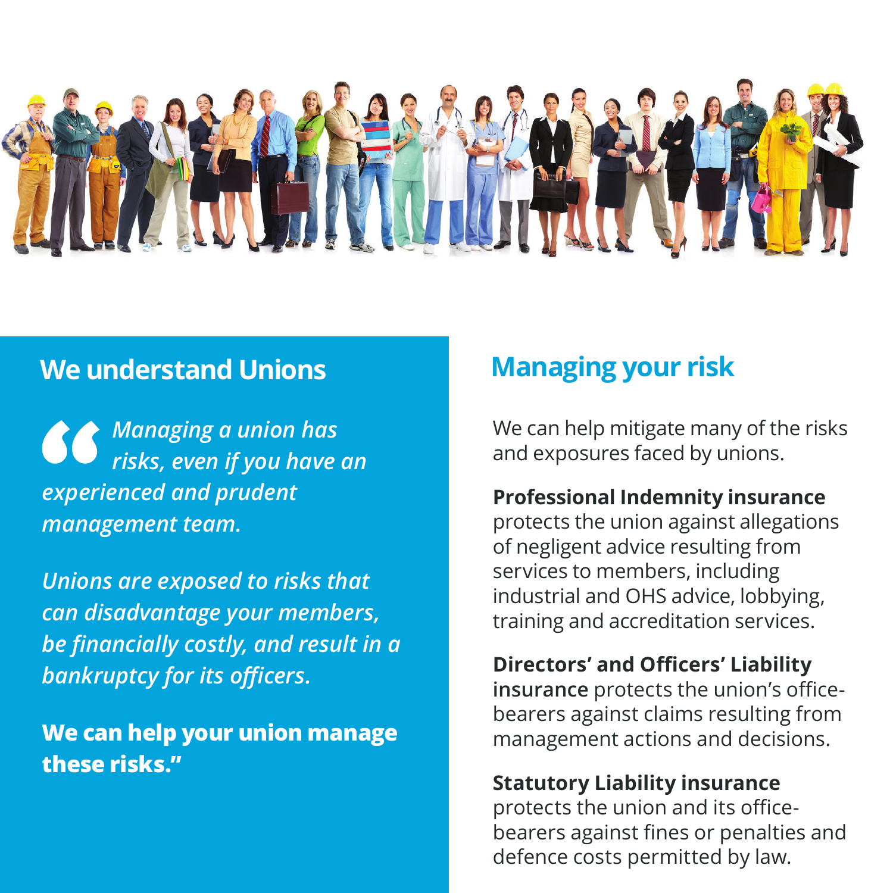## We understand Unions

*“Managing a union has risks, even if you have an experienced and prudent management team.*

*Unions are exposed to risks that can disadvantage your members, be financially costly, and result in a bankruptcy for its officers.*

**We can help your union manage these risks.”**

## Managing your risk

We can help mitigate many of the risks and exposures faced by unions.

**Professional Indemnity insurance** protects the union against allegations of negligent advice resulting from services to members, including industrial and OHS advice, lobbying, training and accreditation services.

**Directors’ and Officers’ Liability insurance** protects the union’s office-bearers against claims resulting from management actions and decisions.

**Statutory Liability insurance** protects the union and its office-bearers against fines or penalties and defence costs permitted by law.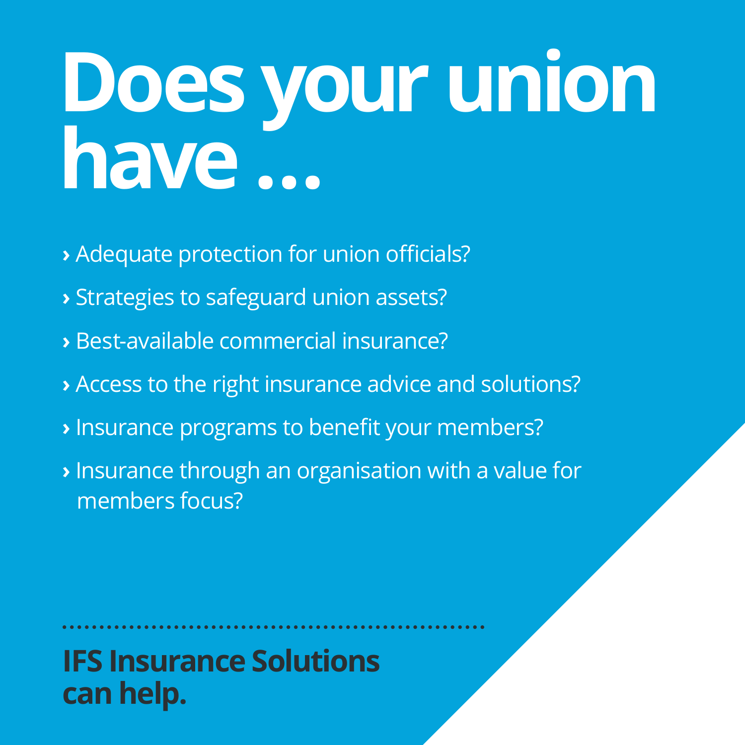# Does your union have ...

- Adequate protection for union officials?
- Strategies to safeguard union assets?
- Best-available commercial insurance?
- Access to the right insurance advice and solutions?
- Insurance programs to benefit your members?
- Insurance through an organisation with a value for members focus?

**IFS Insurance Solutions can help.**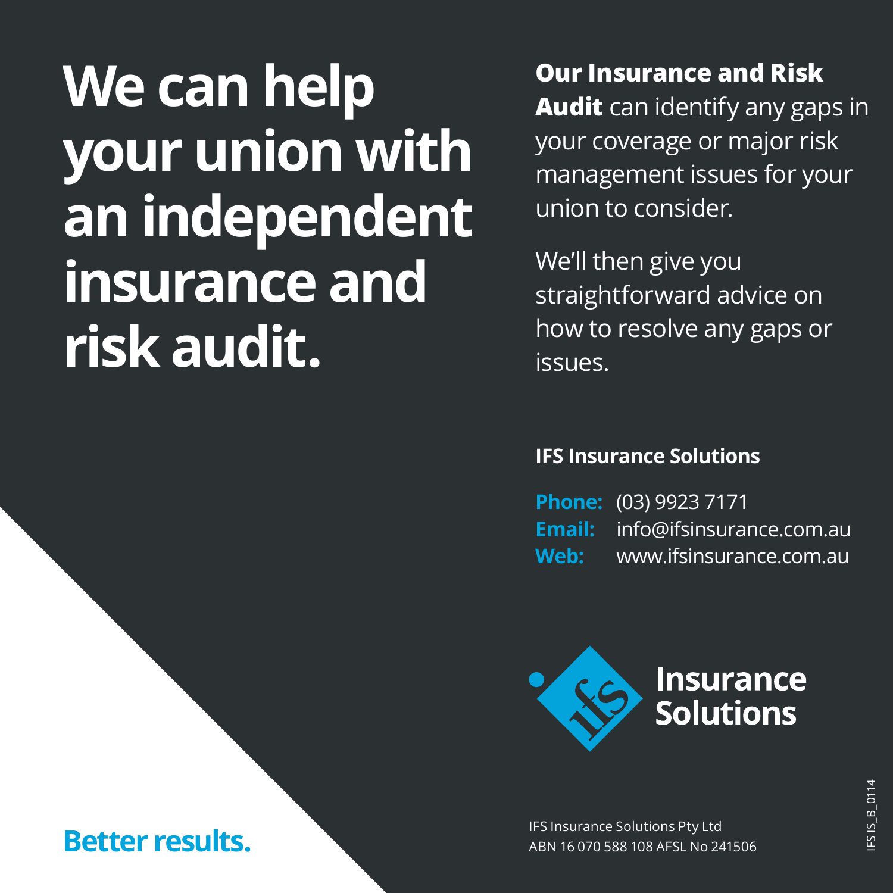# We can help your union with an independent insurance and risk audit.

**Our Insurance and Risk Audit** can identify any gaps in your coverage or major risk management issues for your union to consider.

We'll then give you straightforward advice on how to resolve any gaps or issues.

**IFS Insurance Solutions**

**Phone:** (03) 9923 7171
**Email:** info@ifsinsurance.com.au
**Web:** www.ifsinsurance.com.au

ifs Insurance Solutions

**Better results.**

IFS Insurance Solutions Pty Ltd
ABN 16 070 588 108 AFSL No 241506

IFS IS_B_0114